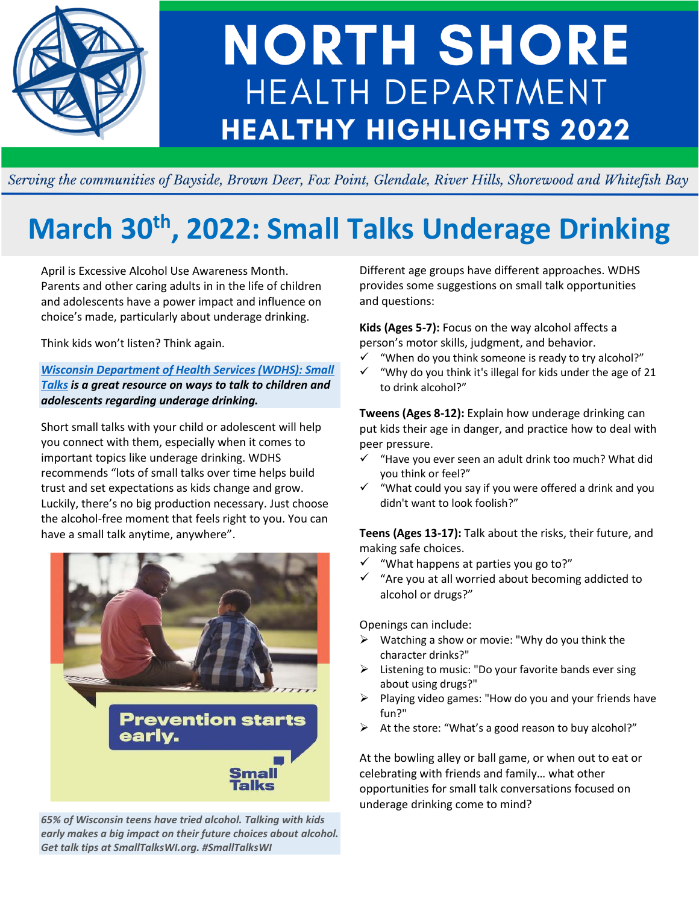# NORTH SHORE HEALTH DEPARTMENT HEALTHY HIGHLIGHTS 2022

*Serving the communities of Bayside, Brown Deer, Fox Point, Glendale, River Hills, Shorewood and Whitefish Bay*

## March 30th, 2022: Small Talks Underage Drinking

April is Excessive Alcohol Use Awareness Month. Parents and other caring adults in in the life of children and adolescents have a power impact and influence on choice's made, particularly about underage drinking.

Think kids won't listen? Think again.

***Wisconsin Department of Health Services (WDHS): Small Talks is a great resource on ways to talk to children and adolescents regarding underage drinking.***

Short small talks with your child or adolescent will help you connect with them, especially when it comes to important topics like underage drinking. WDHS recommends "lots of small talks over time helps build trust and set expectations as kids change and grow. Luckily, there's no big production necessary. Just choose the alcohol-free moment that feels right to you. You can have a small talk anytime, anywhere".

Prevention starts early.

Small Talks

***65% of Wisconsin teens have tried alcohol. Talking with kids early makes a big impact on their future choices about alcohol. Get talk tips at SmallTalksWI.org. #SmallTalksWI***

Different age groups have different approaches. WDHS provides some suggestions on small talk opportunities and questions:

**Kids (Ages 5-7):** Focus on the way alcohol affects a person's motor skills, judgment, and behavior.

- ✓ "When do you think someone is ready to try alcohol?"
- ✓ "Why do you think it's illegal for kids under the age of 21 to drink alcohol?"

**Tweens (Ages 8-12):** Explain how underage drinking can put kids their age in danger, and practice how to deal with peer pressure.

- ✓ "Have you ever seen an adult drink too much? What did you think or feel?"
- ✓ "What could you say if you were offered a drink and you didn't want to look foolish?"

**Teens (Ages 13-17):** Talk about the risks, their future, and making safe choices.

- ✓ "What happens at parties you go to?"
- ✓ "Are you at all worried about becoming addicted to alcohol or drugs?"

Openings can include:

- ➢ Watching a show or movie: "Why do you think the character drinks?"
- ➢ Listening to music: "Do your favorite bands ever sing about using drugs?"
- ➢ Playing video games: "How do you and your friends have fun?"
- ➢ At the store: "What's a good reason to buy alcohol?"

At the bowling alley or ball game, or when out to eat or celebrating with friends and family… what other opportunities for small talk conversations focused on underage drinking come to mind?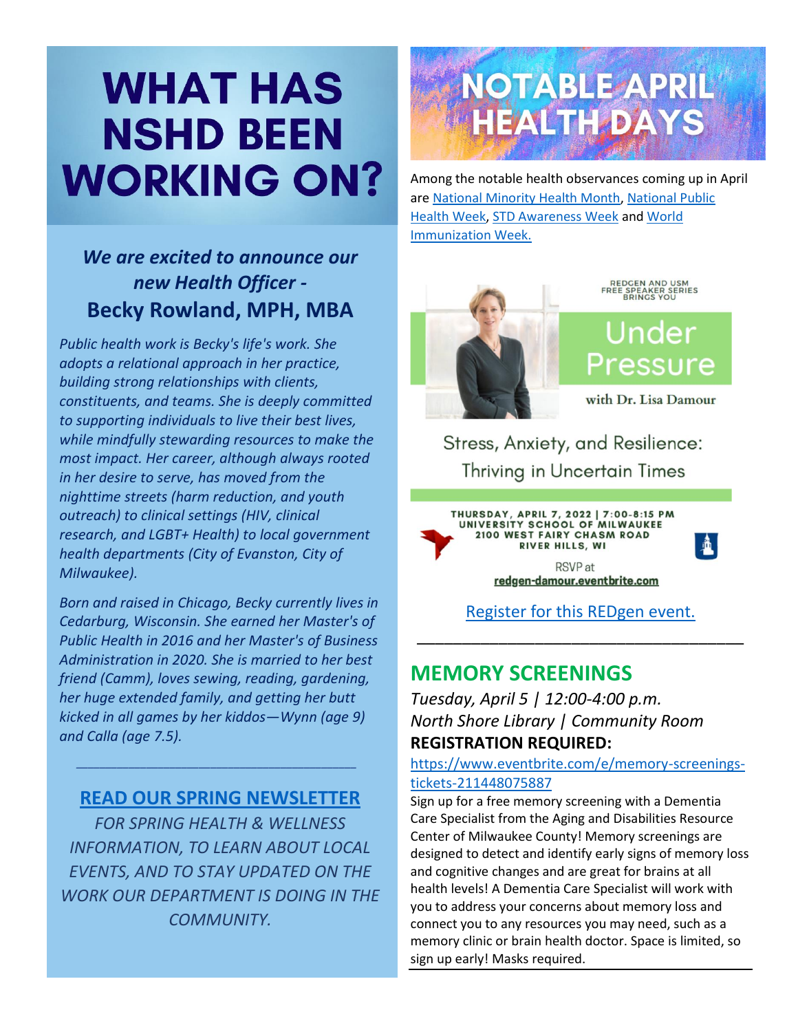# WHAT HAS NSHD BEEN WORKING ON?

### *We are excited to announce our new Health Officer -* Becky Rowland, MPH, MBA

*Public health work is Becky's life's work. She adopts a relational approach in her practice, building strong relationships with clients, constituents, and teams. She is deeply committed to supporting individuals to live their best lives, while mindfully stewarding resources to make the most impact. Her career, although always rooted in her desire to serve, has moved from the nighttime streets (harm reduction, and youth outreach) to clinical settings (HIV, clinical research, and LGBT+ Health) to local government health departments (City of Evanston, City of Milwaukee).*

*Born and raised in Chicago, Becky currently lives in Cedarburg, Wisconsin. She earned her Master's of Public Health in 2016 and her Master's of Business Administration in 2020. She is married to her best friend (Camm), loves sewing, reading, gardening, her huge extended family, and getting her butt kicked in all games by her kiddos—Wynn (age 9) and Calla (age 7.5).*

---

## READ OUR SPRING NEWSLETTER

*FOR SPRING HEALTH & WELLNESS INFORMATION, TO LEARN ABOUT LOCAL EVENTS, AND TO STAY UPDATED ON THE WORK OUR DEPARTMENT IS DOING IN THE COMMUNITY.*

# NOTABLE APRIL HEALTH DAYS

Among the notable health observances coming up in April are National Minority Health Month, National Public Health Week, STD Awareness Week and World Immunization Week.

REDGEN AND USM FREE SPEAKER SERIES BRINGS YOU

## Under Pressure

with Dr. Lisa Damour

Stress, Anxiety, and Resilience: Thriving in Uncertain Times

THURSDAY, APRIL 7, 2022 | 7:00-8:15 PM
UNIVERSITY SCHOOL OF MILWAUKEE
2100 WEST FAIRY CHASM ROAD
RIVER HILLS, WI

RSVP at **redgen-damour.eventbrite.com**

Register for this REDgen event.

---

## MEMORY SCREENINGS

*Tuesday, April 5 | 12:00-4:00 p.m.*
*North Shore Library | Community Room*
**REGISTRATION REQUIRED:**
https://www.eventbrite.com/e/memory-screenings-tickets-211448075887

Sign up for a free memory screening with a Dementia Care Specialist from the Aging and Disabilities Resource Center of Milwaukee County! Memory screenings are designed to detect and identify early signs of memory loss and cognitive changes and are great for brains at all health levels! A Dementia Care Specialist will work with you to address your concerns about memory loss and connect you to any resources you may need, such as a memory clinic or brain health doctor. Space is limited, so sign up early! Masks required.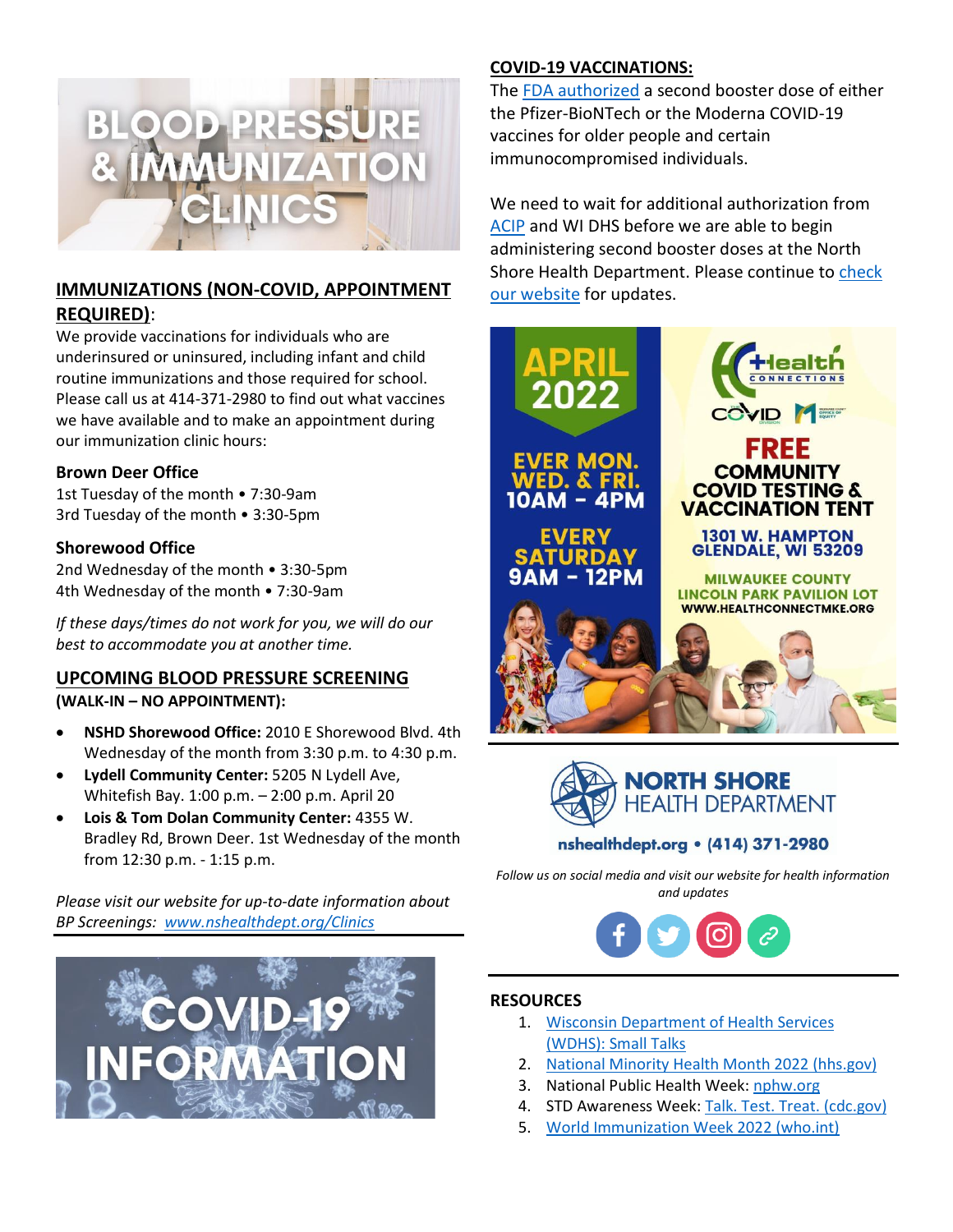# BLOOD PRESSURE & IMMUNIZATION CLINICS

## IMMUNIZATIONS (NON-COVID, APPOINTMENT REQUIRED):

We provide vaccinations for individuals who are underinsured or uninsured, including infant and child routine immunizations and those required for school. Please call us at 414-371-2980 to find out what vaccines we have available and to make an appointment during our immunization clinic hours:

**Brown Deer Office**
1st Tuesday of the month • 7:30-9am
3rd Tuesday of the month • 3:30-5pm

**Shorewood Office**
2nd Wednesday of the month • 3:30-5pm
4th Wednesday of the month • 7:30-9am

*If these days/times do not work for you, we will do our best to accommodate you at another time.*

## UPCOMING BLOOD PRESSURE SCREENING

**(WALK-IN – NO APPOINTMENT):**

- **NSHD Shorewood Office:** 2010 E Shorewood Blvd. 4th Wednesday of the month from 3:30 p.m. to 4:30 p.m.
- **Lydell Community Center:** 5205 N Lydell Ave, Whitefish Bay. 1:00 p.m. – 2:00 p.m. April 20
- **Lois & Tom Dolan Community Center:** 4355 W. Bradley Rd, Brown Deer. 1st Wednesday of the month from 12:30 p.m. - 1:15 p.m.

*Please visit our website for up-to-date information about BP Screenings: www.nshealthdept.org/Clinics*

# COVID-19 INFORMATION

## COVID-19 VACCINATIONS:

The FDA authorized a second booster dose of either the Pfizer-BioNTech or the Moderna COVID-19 vaccines for older people and certain immunocompromised individuals.

We need to wait for additional authorization from ACIP and WI DHS before we are able to begin administering second booster doses at the North Shore Health Department. Please continue to check our website for updates.

APRIL 2022

EVER MON. WED. & FRI. 10AM – 4PM

EVERY SATURDAY 9AM – 12PM

Health Connections

COVID

FREE COMMUNITY COVID TESTING & VACCINATION TENT

1301 W. HAMPTON GLENDALE, WI 53209

MILWAUKEE COUNTY LINCOLN PARK PAVILION LOT

WWW.HEALTHCONNECTMKE.ORG

NORTH SHORE HEALTH DEPARTMENT

nshealthdept.org • (414) 371-2980

*Follow us on social media and visit our website for health information and updates*

## RESOURCES

1. Wisconsin Department of Health Services (WDHS): Small Talks
2. National Minority Health Month 2022 (hhs.gov)
3. National Public Health Week: nphw.org
4. STD Awareness Week: Talk. Test. Treat. (cdc.gov)
5. World Immunization Week 2022 (who.int)